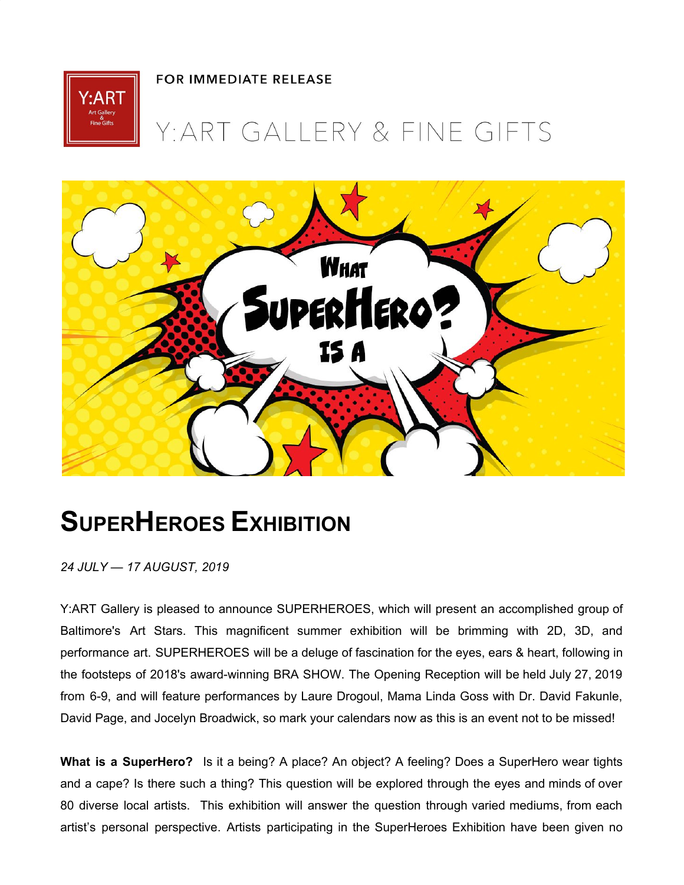FOR IMMEDIATE RELEASE

Y:ART GALLERY & FINE GIFTS

# SuperHeroes Exhibition

*24 JULY — 17 AUGUST, 2019*

Y:ART Gallery is pleased to announce SUPERHEROES, which will present an accomplished group of Baltimore's Art Stars. This magnificent summer exhibition will be brimming with 2D, 3D, and performance art. SUPERHEROES will be a deluge of fascination for the eyes, ears & heart, following in the footsteps of 2018's award-winning BRA SHOW. The Opening Reception will be held July 27, 2019 from 6-9, and will feature performances by Laure Drogoul, Mama Linda Goss with Dr. David Fakunle, David Page, and Jocelyn Broadwick, so mark your calendars now as this is an event not to be missed!

**What is a SuperHero?** Is it a being? A place? An object? A feeling? Does a SuperHero wear tights and a cape? Is there such a thing? This question will be explored through the eyes and minds of over 80 diverse local artists. This exhibition will answer the question through varied mediums, from each artist's personal perspective. Artists participating in the SuperHeroes Exhibition have been given no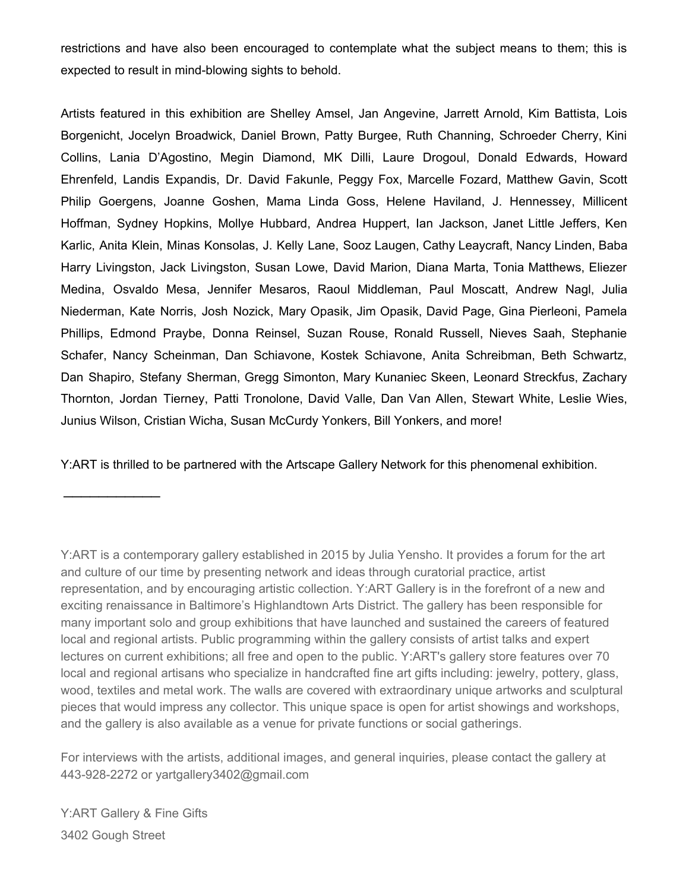restrictions and have also been encouraged to contemplate what the subject means to them; this is expected to result in mind-blowing sights to behold.

Artists featured in this exhibition are Shelley Amsel, Jan Angevine, Jarrett Arnold, Kim Battista, Lois Borgenicht, Jocelyn Broadwick, Daniel Brown, Patty Burgee, Ruth Channing, Schroeder Cherry, Kini Collins, Lania D'Agostino, Megin Diamond, MK Dilli, Laure Drogoul, Donald Edwards, Howard Ehrenfeld, Landis Expandis, Dr. David Fakunle, Peggy Fox, Marcelle Fozard, Matthew Gavin, Scott Philip Goergens, Joanne Goshen, Mama Linda Goss, Helene Haviland, J. Hennessey, Millicent Hoffman, Sydney Hopkins, Mollye Hubbard, Andrea Huppert, Ian Jackson, Janet Little Jeffers, Ken Karlic, Anita Klein, Minas Konsolas, J. Kelly Lane, Sooz Laugen, Cathy Leaycraft, Nancy Linden, Baba Harry Livingston, Jack Livingston, Susan Lowe, David Marion, Diana Marta, Tonia Matthews, Eliezer Medina, Osvaldo Mesa, Jennifer Mesaros, Raoul Middleman, Paul Moscatt, Andrew Nagl, Julia Niederman, Kate Norris, Josh Nozick, Mary Opasik, Jim Opasik, David Page, Gina Pierleoni, Pamela Phillips, Edmond Praybe, Donna Reinsel, Suzan Rouse, Ronald Russell, Nieves Saah, Stephanie Schafer, Nancy Scheinman, Dan Schiavone, Kostek Schiavone, Anita Schreibman, Beth Schwartz, Dan Shapiro, Stefany Sherman, Gregg Simonton, Mary Kunaniec Skeen, Leonard Streckfus, Zachary Thornton, Jordan Tierney, Patti Tronolone, David Valle, Dan Van Allen, Stewart White, Leslie Wies, Junius Wilson, Cristian Wicha, Susan McCurdy Yonkers, Bill Yonkers, and more!

Y:ART is thrilled to be partnered with the Artscape Gallery Network for this phenomenal exhibition.

---

Y:ART is a contemporary gallery established in 2015 by Julia Yensho. It provides a forum for the art and culture of our time by presenting network and ideas through curatorial practice, artist representation, and by encouraging artistic collection. Y:ART Gallery is in the forefront of a new and exciting renaissance in Baltimore's Highlandtown Arts District. The gallery has been responsible for many important solo and group exhibitions that have launched and sustained the careers of featured local and regional artists. Public programming within the gallery consists of artist talks and expert lectures on current exhibitions; all free and open to the public. Y:ART's gallery store features over 70 local and regional artisans who specialize in handcrafted fine art gifts including: jewelry, pottery, glass, wood, textiles and metal work. The walls are covered with extraordinary unique artworks and sculptural pieces that would impress any collector. This unique space is open for artist showings and workshops, and the gallery is also available as a venue for private functions or social gatherings.

For interviews with the artists, additional images, and general inquiries, please contact the gallery at 443-928-2272 or yartgallery3402@gmail.com

Y:ART Gallery & Fine Gifts
3402 Gough Street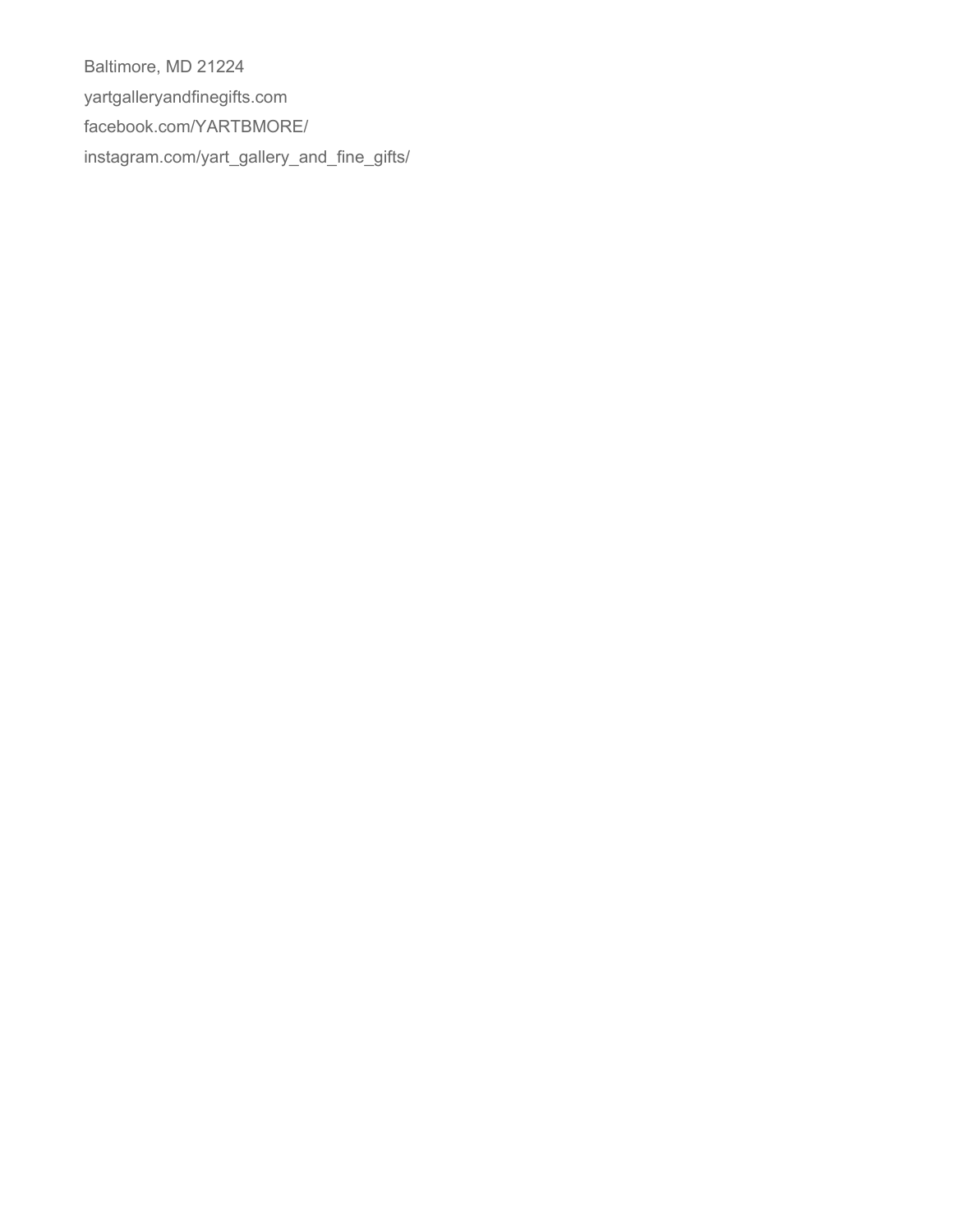Baltimore, MD 21224

yartgalleryandfinegifts.com

facebook.com/YARTBMORE/

instagram.com/yart_gallery_and_fine_gifts/